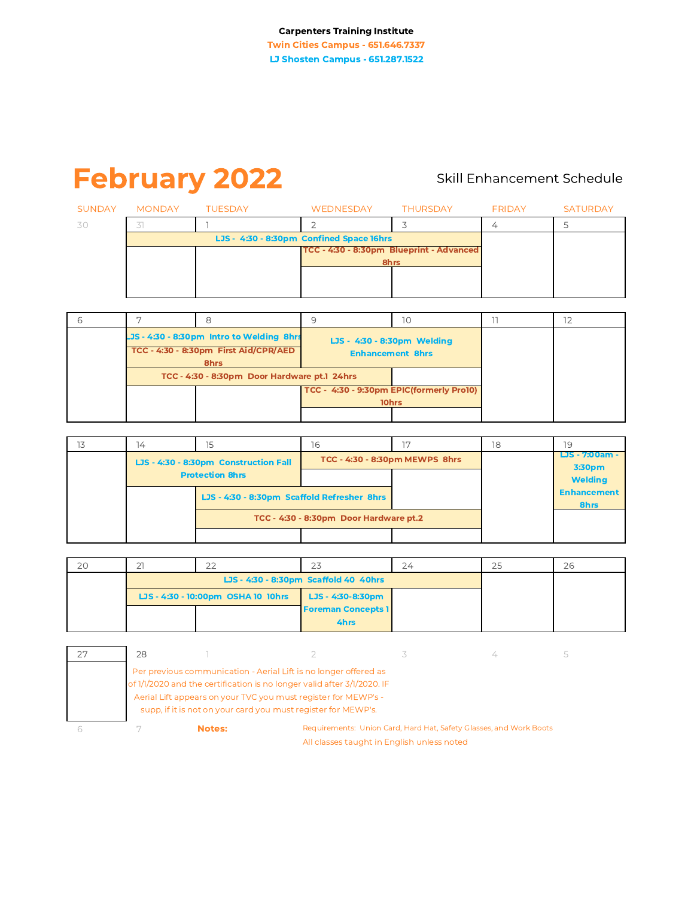**Carpenters Training Institute**

**Twin Cities Campus - 651.646.7337**

**LJ Shosten Campus - 651.287.1522**

# February 2022

Skill Enhancement Schedule

| SUNDAY | MONDAY | TUESDAY | WEDNESDAY | THURSDAY | FRIDAY | SATURDAY |
|---|---|---|---|---|---|---|
| 30 | 31 | 1 | 2 | 3 | 4 | 5 |
| | LJS - 4:30 - 8:30pm Confined Space 16hrs (Jan 31 – Feb 3) | | TCC - 4:30 - 8:30pm Blueprint - Advanced 8hrs (Feb 2 – 3) | | | |
| 6 | 7 | 8 | 9 | 10 | 11 | 12 |
| | LJS - 4:30 - 8:30pm Intro to Welding 8hrs (Feb 7 – 8); TCC - 4:30 - 8:30pm First Aid/CPR/AED 8hrs (Feb 7 – 8); TCC - 4:30 - 8:30pm Door Hardware pt.1 24hrs (Feb 7 – 9) | | LJS - 4:30 - 8:30pm Welding Enhancement 8hrs (Feb 9 – 10); TCC - 4:30 - 9:30pm EPIC(formerly Pro10) 10hrs (Feb 9 – 10) | | | |
| 13 | 14 | 15 | 16 | 17 | 18 | 19 |
| | LJS - 4:30 - 8:30pm Construction Fall Protection 8hrs (Feb 14 – 15) | LJS - 4:30 - 8:30pm Scaffold Refresher 8hrs (Feb 15 – 16); TCC - 4:30 - 8:30pm Door Hardware pt.2 (Feb 15 – 17) | TCC - 4:30 - 8:30pm MEWPS 8hrs (Feb 16 – 17) | | | LJS - 7:00am - 3:30pm Welding Enhancement 8hrs |
| 20 | 21 | 22 | 23 | 24 | 25 | 26 |
| | LJS - 4:30 - 8:30pm Scaffold 40 40hrs (Feb 21 – 24); LJS - 4:30 - 10:00pm OSHA 10 10hrs (Feb 21 – 22) | | LJS - 4:30-8:30pm Foreman Concepts 1 4hrs | | | |
| 27 | 28 | 1 | 2 | 3 | 4 | 5 |
| 6 | 7 | | | | | |

Per previous communication - Aerial Lift is no longer offered as of 1/1/2020 and the certification is no longer valid after 3/1/2020. IF Aerial Lift appears on your TVC you must register for MEWP's - supp, if it is not on your card you must register for MEWP's.

**Notes:**

Requirements: Union Card, Hard Hat, Safety Glasses, and Work Boots

All classes taught in English unless noted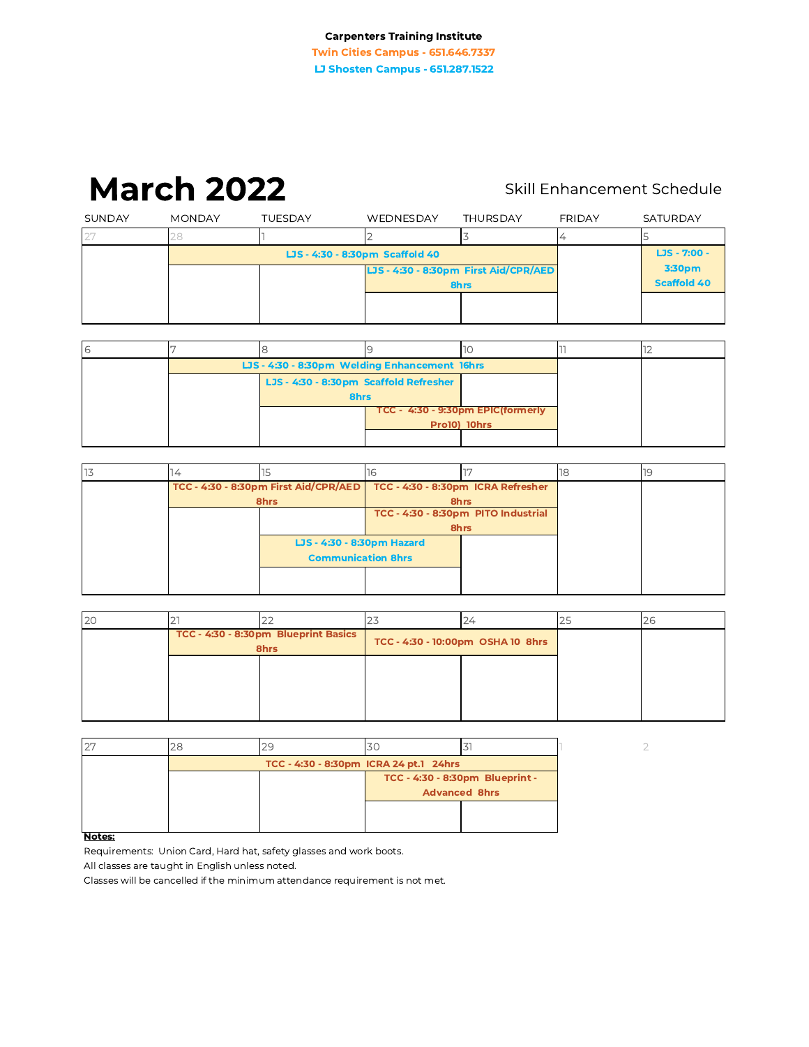**Carpenters Training Institute**

Twin Cities Campus - 651.646.7337

LJ Shosten Campus - 651.287.1522

# March 2022

Skill Enhancement Schedule

| SUNDAY | MONDAY | TUESDAY | WEDNESDAY | THURSDAY | FRIDAY | SATURDAY |
|---|---|---|---|---|---|---|
| 27 | 28 | 1 | 2 | 3 | 4 | 5 |
| | LJS - 4:30 - 8:30pm Scaffold 40 | LJS - 4:30 - 8:30pm Scaffold 40 | LJS - 4:30 - 8:30pm Scaffold 40; LJS - 4:30 - 8:30pm First Aid/CPR/AED 8hrs | LJS - 4:30 - 8:30pm Scaffold 40; LJS - 4:30 - 8:30pm First Aid/CPR/AED 8hrs | | LJS - 7:00 - 3:30pm Scaffold 40 |
| 6 | 7 | 8 | 9 | 10 | 11 | 12 |
| | LJS - 4:30 - 8:30pm Welding Enhancement 16hrs | LJS - 4:30 - 8:30pm Welding Enhancement 16hrs; LJS - 4:30 - 8:30pm Scaffold Refresher 8hrs | LJS - 4:30 - 8:30pm Welding Enhancement 16hrs; LJS - 4:30 - 8:30pm Scaffold Refresher 8hrs; TCC - 4:30 - 9:30pm EPIC(formerly Pro10) 10hrs | LJS - 4:30 - 8:30pm Welding Enhancement 16hrs; TCC - 4:30 - 9:30pm EPIC(formerly Pro10) 10hrs | | |
| 13 | 14 | 15 | 16 | 17 | 18 | 19 |
| | TCC - 4:30 - 8:30pm First Aid/CPR/AED 8hrs | TCC - 4:30 - 8:30pm First Aid/CPR/AED 8hrs; LJS - 4:30 - 8:30pm Hazard Communication 8hrs | TCC - 4:30 - 8:30pm ICRA Refresher 8hrs; TCC - 4:30 - 8:30pm PITO Industrial 8hrs; LJS - 4:30 - 8:30pm Hazard Communication 8hrs | TCC - 4:30 - 8:30pm ICRA Refresher 8hrs; TCC - 4:30 - 8:30pm PITO Industrial 8hrs | | |
| 20 | 21 | 22 | 23 | 24 | 25 | 26 |
| | TCC - 4:30 - 8:30pm Blueprint Basics 8hrs | TCC - 4:30 - 8:30pm Blueprint Basics 8hrs | TCC - 4:30 - 10:00pm OSHA 10 8hrs | TCC - 4:30 - 10:00pm OSHA 10 8hrs | | |
| 27 | 28 | 29 | 30 | 31 | 1 | 2 |
| | TCC - 4:30 - 8:30pm ICRA 24 pt.1 24hrs | TCC - 4:30 - 8:30pm ICRA 24 pt.1 24hrs | TCC - 4:30 - 8:30pm ICRA 24 pt.1 24hrs; TCC - 4:30 - 8:30pm Blueprint - Advanced 8hrs | TCC - 4:30 - 8:30pm ICRA 24 pt.1 24hrs; TCC - 4:30 - 8:30pm Blueprint - Advanced 8hrs | | |

**Notes:**

Requirements: Union Card, Hard hat, safety glasses and work boots.

All classes are taught in English unless noted.

Classes will be cancelled if the minimum attendance requirement is not met.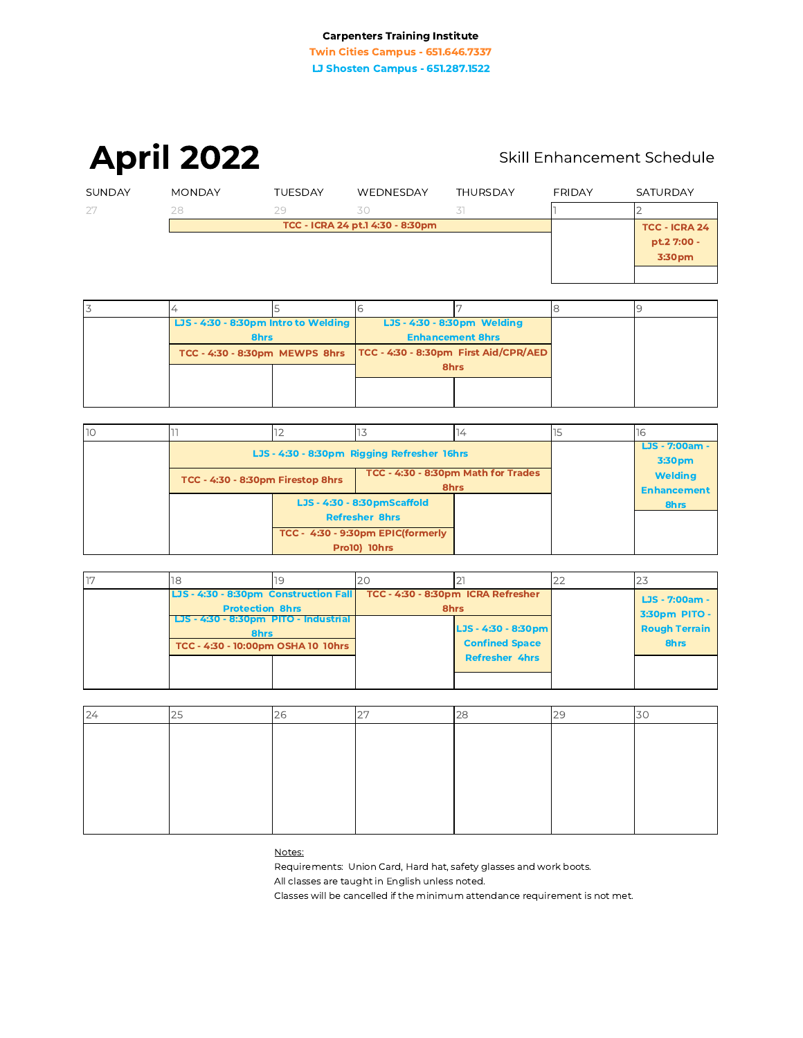**Carpenters Training Institute**

Twin Cities Campus - 651.646.7337

LJ Shosten Campus - 651.287.1522

# April 2022

Skill Enhancement Schedule

| SUNDAY | MONDAY | TUESDAY | WEDNESDAY | THURSDAY | FRIDAY | SATURDAY |
|---|---|---|---|---|---|---|
| 27 | 28 | 29 | 30 | 31 | 1 | 2 |
| | TCC - ICRA 24 pt.1 4:30 - 8:30pm | TCC - ICRA 24 pt.1 4:30 - 8:30pm | TCC - ICRA 24 pt.1 4:30 - 8:30pm | TCC - ICRA 24 pt.1 4:30 - 8:30pm | | TCC - ICRA 24 pt.2 7:00 - 3:30pm |
| 3 | 4 | 5 | 6 | 7 | 8 | 9 |
| | LJS - 4:30 - 8:30pm Intro to Welding 8hrs<br>TCC - 4:30 - 8:30pm MEWPS 8hrs | LJS - 4:30 - 8:30pm Intro to Welding 8hrs<br>TCC - 4:30 - 8:30pm MEWPS 8hrs | LJS - 4:30 - 8:30pm Welding Enhancement 8hrs<br>TCC - 4:30 - 8:30pm First Aid/CPR/AED 8hrs | LJS - 4:30 - 8:30pm Welding Enhancement 8hrs<br>TCC - 4:30 - 8:30pm First Aid/CPR/AED 8hrs | | |
| 10 | 11 | 12 | 13 | 14 | 15 | 16 |
| | LJS - 4:30 - 8:30pm Rigging Refresher 16hrs<br>TCC - 4:30 - 8:30pm Firestop 8hrs | LJS - 4:30 - 8:30pm Rigging Refresher 16hrs<br>TCC - 4:30 - 8:30pm Firestop 8hrs<br>LJS - 4:30 - 8:30pmScaffold Refresher 8hrs<br>TCC - 4:30 - 9:30pm EPIC(formerly Pro10) 10hrs | LJS - 4:30 - 8:30pm Rigging Refresher 16hrs<br>TCC - 4:30 - 8:30pm Math for Trades 8hrs<br>LJS - 4:30 - 8:30pmScaffold Refresher 8hrs<br>TCC - 4:30 - 9:30pm EPIC(formerly Pro10) 10hrs | LJS - 4:30 - 8:30pm Rigging Refresher 16hrs<br>TCC - 4:30 - 8:30pm Math for Trades 8hrs | | LJS - 7:00am - 3:30pm Welding Enhancement 8hrs |
| 17 | 18 | 19 | 20 | 21 | 22 | 23 |
| | LJS - 4:30 - 8:30pm Construction Fall Protection 8hrs<br>LJS - 4:30 - 8:30pm PITO - Industrial 8hrs<br>TCC - 4:30 - 10:00pm OSHA 10 10hrs | LJS - 4:30 - 8:30pm Construction Fall Protection 8hrs<br>LJS - 4:30 - 8:30pm PITO - Industrial 8hrs<br>TCC - 4:30 - 10:00pm OSHA 10 10hrs | TCC - 4:30 - 8:30pm ICRA Refresher 8hrs | TCC - 4:30 - 8:30pm ICRA Refresher 8hrs<br>LJS - 4:30 - 8:30pm Confined Space Refresher 4hrs | | LJS - 7:00am - 3:30pm PITO - Rough Terrain 8hrs |
| 24 | 25 | 26 | 27 | 28 | 29 | 30 |
| | | | | | | |

Notes:

Requirements: Union Card, Hard hat, safety glasses and work boots.

All classes are taught in English unless noted.

Classes will be cancelled if the minimum attendance requirement is not met.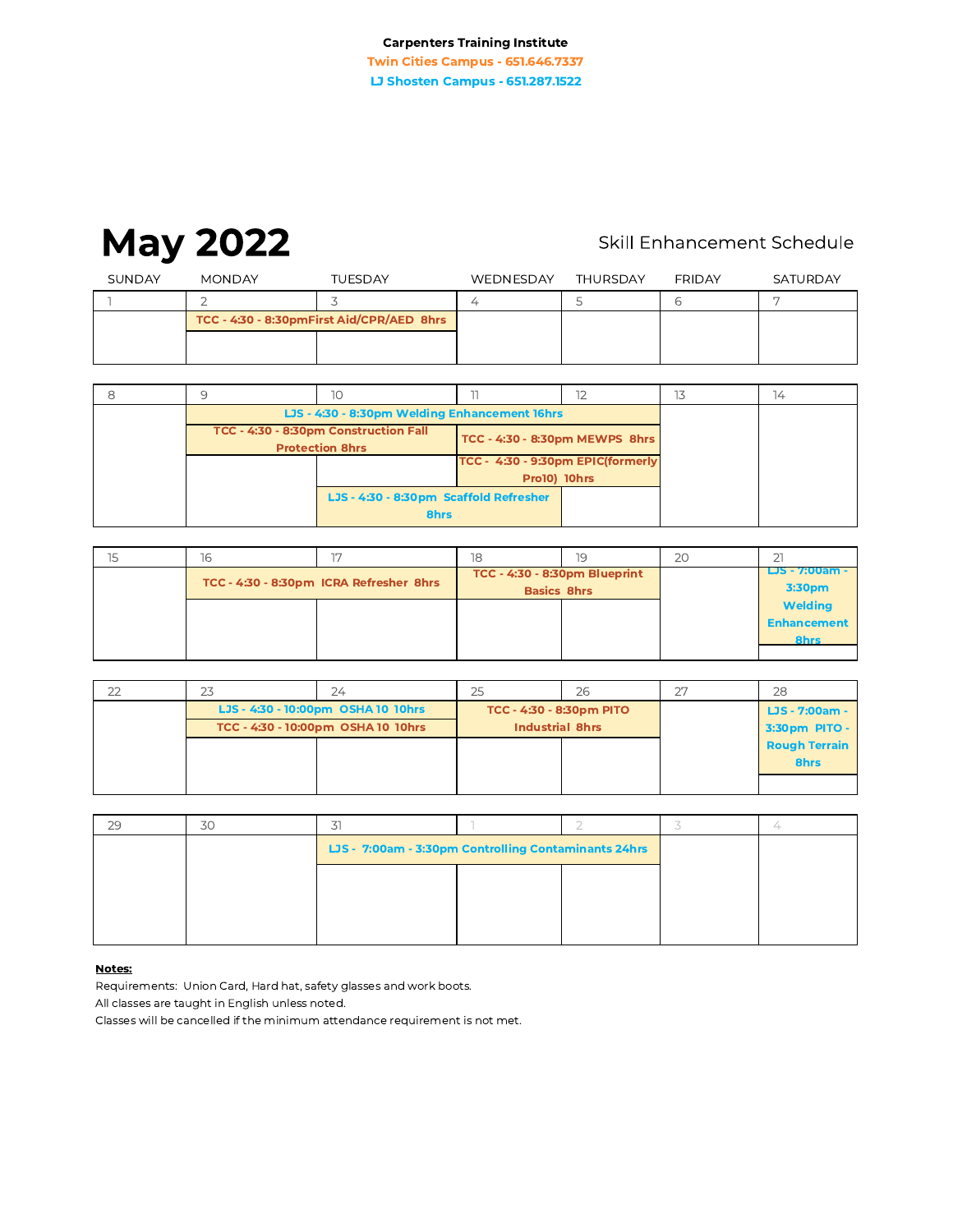**Carpenters Training Institute**

**Twin Cities Campus - 651.646.7337**

**LJ Shosten Campus - 651.287.1522**

# May 2022

Skill Enhancement Schedule

| SUNDAY | MONDAY | TUESDAY | WEDNESDAY | THURSDAY | FRIDAY | SATURDAY |
|---|---|---|---|---|---|---|
| 1 | 2 | 3 | 4 | 5 | 6 | 7 |
| | **TCC - 4:30 - 8:30pmFirst Aid/CPR/AED 8hrs** | | | | | |
| 8 | 9 | 10 | 11 | 12 | 13 | 14 |
| | **LJS - 4:30 - 8:30pm Welding Enhancement 16hrs** | | | | | |
| | **TCC - 4:30 - 8:30pm Construction Fall Protection 8hrs** | | **TCC - 4:30 - 8:30pm MEWPS 8hrs** | | | |
| | | | **TCC - 4:30 - 9:30pm EPIC(formerly Pro10) 10hrs** | | | |
| | | **LJS - 4:30 - 8:30pm Scaffold Refresher 8hrs** | | | | |
| 15 | 16 | 17 | 18 | 19 | 20 | 21 |
| | **TCC - 4:30 - 8:30pm ICRA Refresher 8hrs** | | **TCC - 4:30 - 8:30pm Blueprint Basics 8hrs** | | | **LJS - 7:00am - 3:30pm Welding Enhancement 8hrs** |
| 22 | 23 | 24 | 25 | 26 | 27 | 28 |
| | **LJS - 4:30 - 10:00pm OSHA 10 10hrs** | | **TCC - 4:30 - 8:30pm PITO Industrial 8hrs** | | | **LJS - 7:00am - 3:30pm PITO - Rough Terrain 8hrs** |
| | **TCC - 4:30 - 10:00pm OSHA 10 10hrs** | | | | | |
| 29 | 30 | 31 | 1 | 2 | 3 | 4 |
| | | **LJS - 7:00am - 3:30pm Controlling Contaminants 24hrs** | | | | |

**Notes:**

Requirements: Union Card, Hard hat, safety glasses and work boots.

All classes are taught in English unless noted.

Classes will be cancelled if the minimum attendance requirement is not met.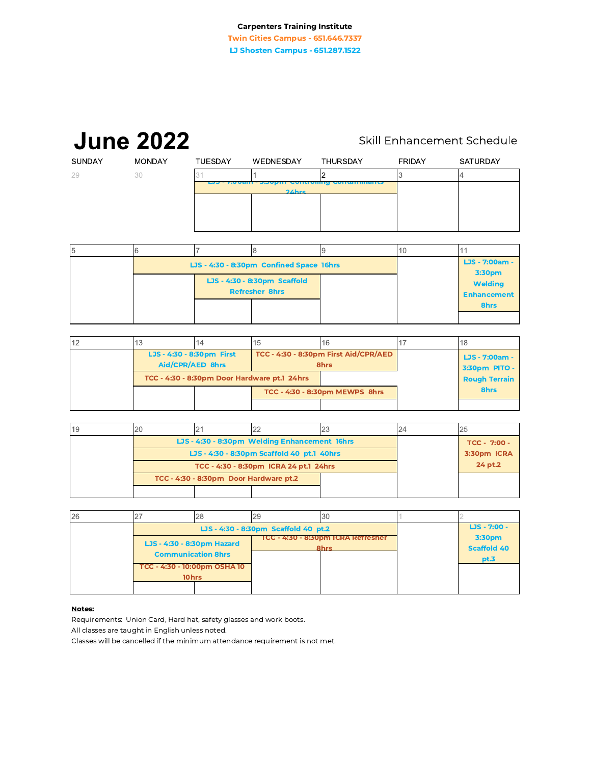**Carpenters Training Institute**

Twin Cities Campus - 651.646.7337

LJ Shosten Campus - 651.287.1522

# June 2022

Skill Enhancement Schedule

| SUNDAY | MONDAY | TUESDAY | WEDNESDAY | THURSDAY | FRIDAY | SATURDAY |
|---|---|---|---|---|---|---|
| 29 | 30 | 31 | 1 | 2 | 3 | 4 |
| | | LJS - 7:00am - 3:30pm Controlling Contaminants 24hrs (May 31 – June 2) | | | | |
| 5 | 6 | 7 | 8 | 9 | 10 | 11 |
| | LJS - 4:30 - 8:30pm Confined Space 16hrs (June 6 – 9) | LJS - 4:30 - 8:30pm Scaffold Refresher 8hrs (June 7 – 8) | | | | LJS - 7:00am - 3:30pm Welding Enhancement 8hrs |
| 12 | 13 | 14 | 15 | 16 | 17 | 18 |
| | LJS - 4:30 - 8:30pm First Aid/CPR/AED 8hrs (June 13 – 14); TCC - 4:30 - 8:30pm Door Hardware pt.1 24hrs (June 13 – 15) | | TCC - 4:30 - 8:30pm First Aid/CPR/AED 8hrs (June 15 – 16); TCC - 4:30 - 8:30pm MEWPS 8hrs (June 15 – 16) | | | LJS - 7:00am - 3:30pm PITO - Rough Terrain 8hrs |
| 19 | 20 | 21 | 22 | 23 | 24 | 25 |
| | LJS - 4:30 - 8:30pm Welding Enhancement 16hrs (June 20 – 23); LJS - 4:30 - 8:30pm Scaffold 40 pt.1 40hrs (June 20 – 23); TCC - 4:30 - 8:30pm ICRA 24 pt.1 24hrs (June 20 – 23); TCC - 4:30 - 8:30pm Door Hardware pt.2 (June 20 – 22) | | | | | TCC - 7:00 - 3:30pm ICRA 24 pt.2 |
| 26 | 27 | 28 | 29 | 30 | 1 | 2 |
| | LJS - 4:30 - 8:30pm Scaffold 40 pt.2 (June 27 – 30); LJS - 4:30 - 8:30pm Hazard Communication 8hrs (June 27 – 28); TCC - 4:30 - 10:00pm OSHA 10 10hrs (June 27 – 28) | | TCC - 4:30 - 8:30pm ICRA Refresher 8hrs (June 29 – 30) | | | LJS - 7:00 - 3:30pm Scaffold 40 pt.3 |

**Notes:**

Requirements: Union Card, Hard hat, safety glasses and work boots.

All classes are taught in English unless noted.

Classes will be cancelled if the minimum attendance requirement is not met.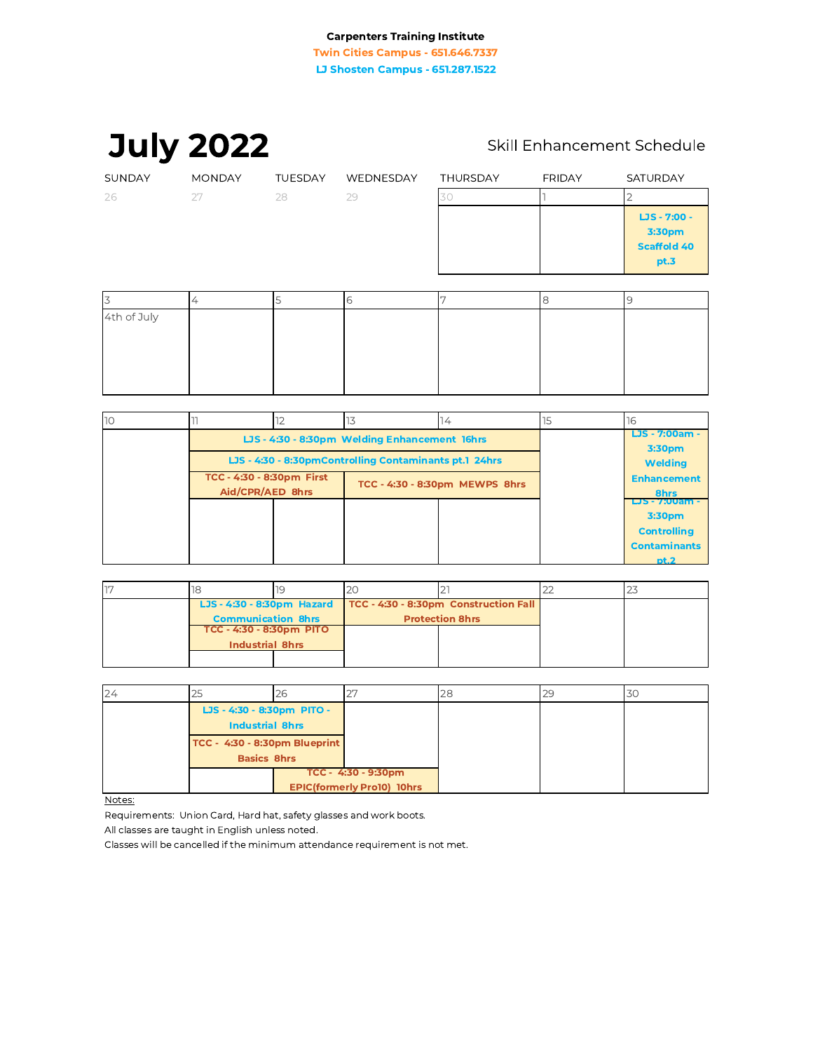**Carpenters Training Institute**

**Twin Cities Campus - 651.646.7337**

**LJ Shosten Campus - 651.287.1522**

# July 2022

Skill Enhancement Schedule

| SUNDAY | MONDAY | TUESDAY | WEDNESDAY | THURSDAY | FRIDAY | SATURDAY |
|---|---|---|---|---|---|---|
| 26 | 27 | 28 | 29 | 30 | 1 | 2<br>**LJS - 7:00 - 3:30pm Scaffold 40 pt.3** |
| 3<br>4th of July | 4 | 5 | 6 | 7 | 8 | 9 |
| 10 | 11<br>**LJS - 4:30 - 8:30pm Welding Enhancement 16hrs** (11–14)<br>**LJS - 4:30 - 8:30pmControlling Contaminants pt.1 24hrs** (11–14)<br>**TCC - 4:30 - 8:30pm First Aid/CPR/AED 8hrs** (11–12) | 12 | 13<br>**TCC - 4:30 - 8:30pm MEWPS 8hrs** (13–14) | 14 | 15 | 16<br>**LJS - 7:00am - 3:30pm Welding Enhancement 8hrs**<br>**LJS - 7:00am - 3:30pm Controlling Contaminants pt.2** |
| 17 | 18<br>**LJS - 4:30 - 8:30pm Hazard Communication 8hrs** (18–19)<br>**TCC - 4:30 - 8:30pm PITO Industrial 8hrs** (18–19) | 19 | 20<br>**TCC - 4:30 - 8:30pm Construction Fall Protection 8hrs** (20–21) | 21 | 22 | 23 |
| 24 | 25<br>**LJS - 4:30 - 8:30pm PITO - Industrial 8hrs** (25–26)<br>**TCC - 4:30 - 8:30pm Blueprint Basics 8hrs** (25–26) | 26<br>**TCC - 4:30 - 9:30pm EPIC(formerly Pro10) 10hrs** (26–27) | 27 | 28 | 29 | 30 |

Notes:

Requirements: Union Card, Hard hat, safety glasses and work boots.

All classes are taught in English unless noted.

Classes will be cancelled if the minimum attendance requirement is not met.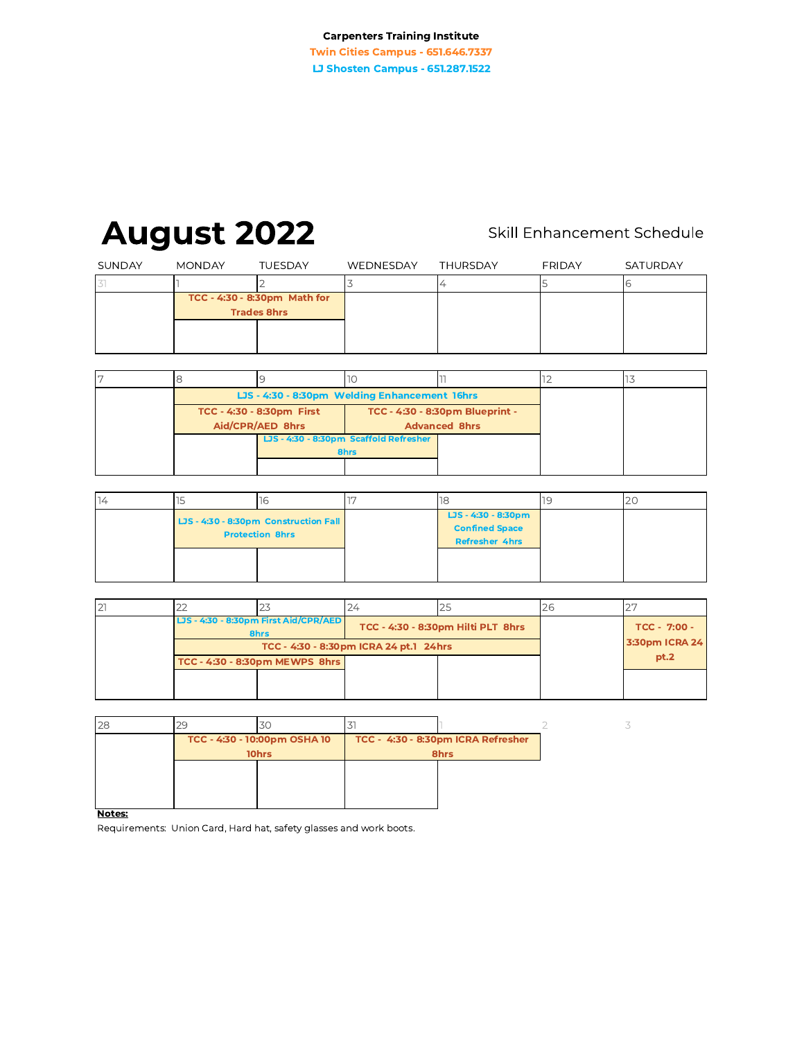**Carpenters Training Institute**

**Twin Cities Campus - 651.646.7337**

**LJ Shosten Campus - 651.287.1522**

# August 2022

Skill Enhancement Schedule

| SUNDAY | MONDAY | TUESDAY | WEDNESDAY | THURSDAY | FRIDAY | SATURDAY |
|---|---|---|---|---|---|---|
| 31 | 1 | 2 | 3 | 4 | 5 | 6 |
| | TCC - 4:30 - 8:30pm Math for Trades 8hrs | TCC - 4:30 - 8:30pm Math for Trades 8hrs | | | | |
| 7 | 8 | 9 | 10 | 11 | 12 | 13 |
| | LJS - 4:30 - 8:30pm Welding Enhancement 16hrs | LJS - 4:30 - 8:30pm Welding Enhancement 16hrs | LJS - 4:30 - 8:30pm Welding Enhancement 16hrs | LJS - 4:30 - 8:30pm Welding Enhancement 16hrs | | |
| | TCC - 4:30 - 8:30pm First Aid/CPR/AED 8hrs | TCC - 4:30 - 8:30pm First Aid/CPR/AED 8hrs | TCC - 4:30 - 8:30pm Blueprint - Advanced 8hrs | TCC - 4:30 - 8:30pm Blueprint - Advanced 8hrs | | |
| | | LJS - 4:30 - 8:30pm Scaffold Refresher 8hrs | LJS - 4:30 - 8:30pm Scaffold Refresher 8hrs | | | |
| 14 | 15 | 16 | 17 | 18 | 19 | 20 |
| | LJS - 4:30 - 8:30pm Construction Fall Protection 8hrs | LJS - 4:30 - 8:30pm Construction Fall Protection 8hrs | | LJS - 4:30 - 8:30pm Confined Space Refresher 4hrs | | |
| 21 | 22 | 23 | 24 | 25 | 26 | 27 |
| | LJS - 4:30 - 8:30pm First Aid/CPR/AED 8hrs | LJS - 4:30 - 8:30pm First Aid/CPR/AED 8hrs | TCC - 4:30 - 8:30pm Hilti PLT 8hrs | TCC - 4:30 - 8:30pm Hilti PLT 8hrs | | TCC - 7:00 - 3:30pm ICRA 24 pt.2 |
| | TCC - 4:30 - 8:30pm ICRA 24 pt.1 24hrs | TCC - 4:30 - 8:30pm ICRA 24 pt.1 24hrs | TCC - 4:30 - 8:30pm ICRA 24 pt.1 24hrs | TCC - 4:30 - 8:30pm ICRA 24 pt.1 24hrs | | |
| | TCC - 4:30 - 8:30pm MEWPS 8hrs | TCC - 4:30 - 8:30pm MEWPS 8hrs | | | | |
| 28 | 29 | 30 | 31 | 1 | 2 | 3 |
| | TCC - 4:30 - 10:00pm OSHA 10 10hrs | TCC - 4:30 - 10:00pm OSHA 10 10hrs | TCC - 4:30 - 8:30pm ICRA Refresher 8hrs | TCC - 4:30 - 8:30pm ICRA Refresher 8hrs | | |

**Notes:**

Requirements: Union Card, Hard hat, safety glasses and work boots.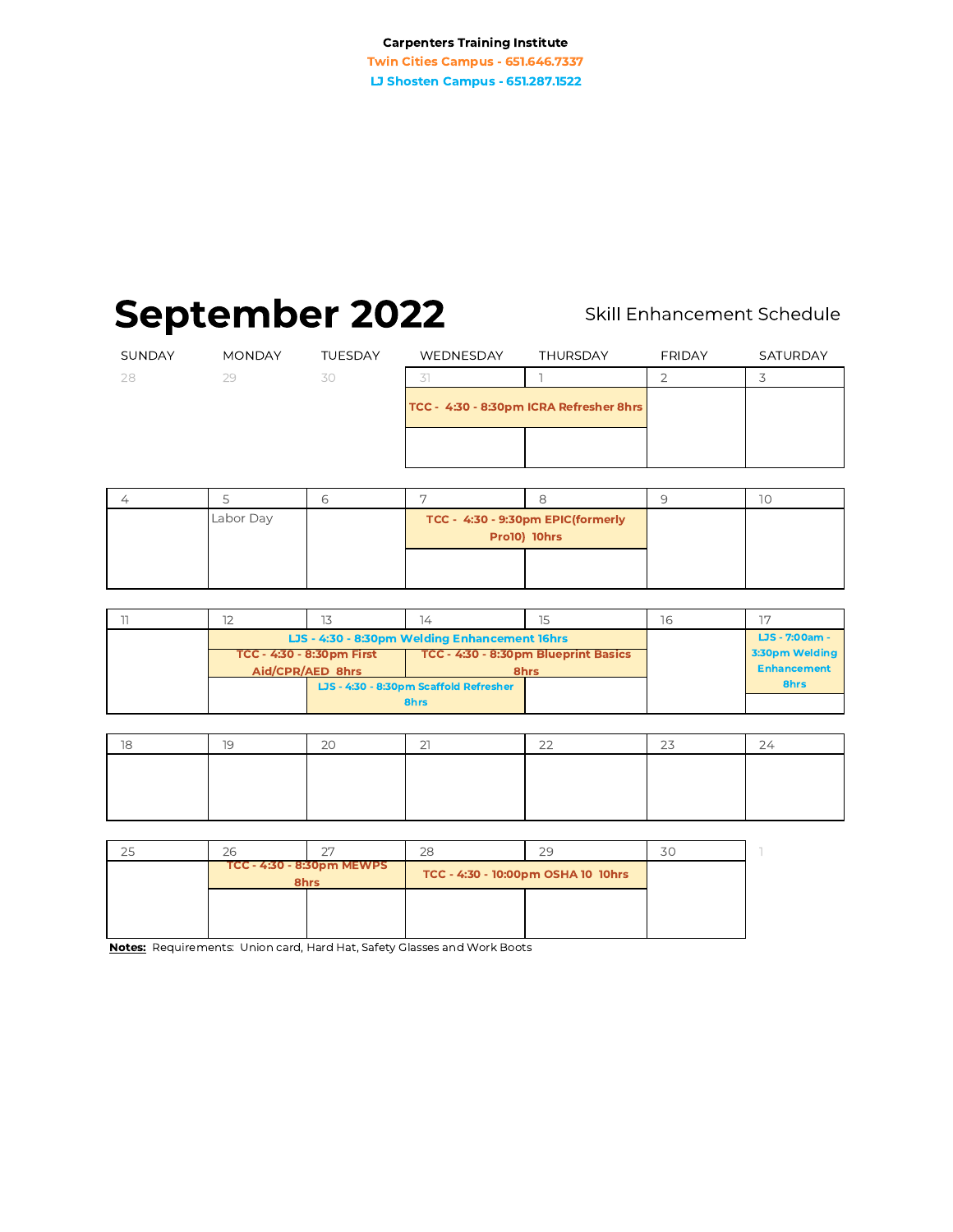**Carpenters Training Institute**

**Twin Cities Campus - 651.646.7337**

**LJ Shosten Campus - 651.287.1522**

# September 2022

Skill Enhancement Schedule

| SUNDAY | MONDAY | TUESDAY | WEDNESDAY | THURSDAY | FRIDAY | SATURDAY |
|---|---|---|---|---|---|---|
| 28 | 29 | 30 | 31 | 1 | 2 | 3 |
| | | | **TCC - 4:30 - 8:30pm ICRA Refresher 8hrs** | | | |
| 4 | 5 | 6 | 7 | 8 | 9 | 10 |
| | Labor Day | | **TCC - 4:30 - 9:30pm EPIC(formerly Pro10) 10hrs** | | | |
| 11 | 12 | 13 | 14 | 15 | 16 | 17 |
| | **LJS - 4:30 - 8:30pm Welding Enhancement 16hrs** | | | | | **LJS - 7:00am - 3:30pm Welding Enhancement 8hrs** |
| | **TCC - 4:30 - 8:30pm First Aid/CPR/AED 8hrs** | | **TCC - 4:30 - 8:30pm Blueprint Basics 8hrs** | | | |
| | | **LJS - 4:30 - 8:30pm Scaffold Refresher 8hrs** | | | | |
| 18 | 19 | 20 | 21 | 22 | 23 | 24 |
| 25 | 26 | 27 | 28 | 29 | 30 | 1 |
| | **TCC - 4:30 - 8:30pm MEWPS 8hrs** | | **TCC - 4:30 - 10:00pm OSHA 10 10hrs** | | | |

**Notes:** Requirements: Union card, Hard Hat, Safety Glasses and Work Boots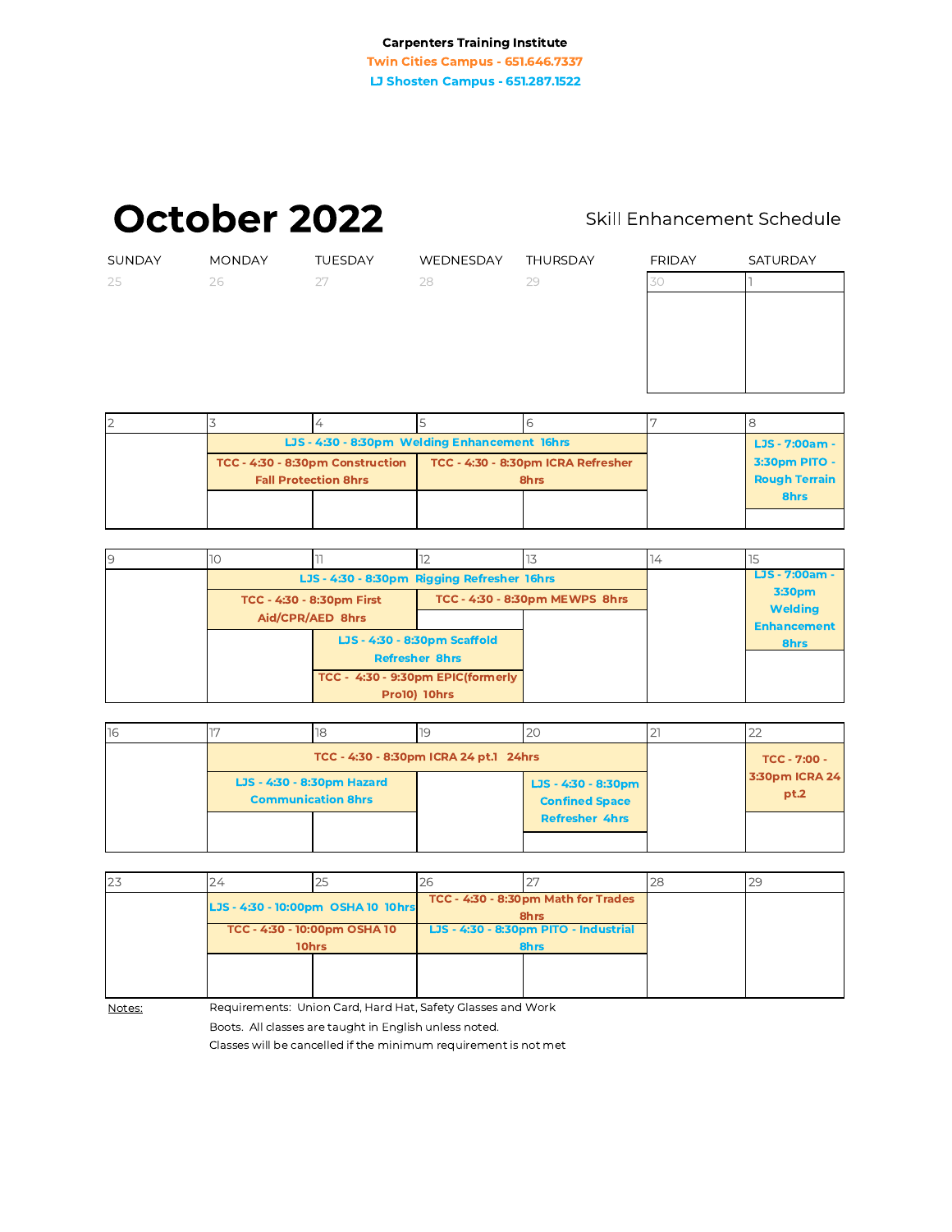**Carpenters Training Institute**

Twin Cities Campus - 651.646.7337

LJ Shosten Campus - 651.287.1522

# October 2022

Skill Enhancement Schedule

| SUNDAY | MONDAY | TUESDAY | WEDNESDAY | THURSDAY | FRIDAY | SATURDAY |
|---|---|---|---|---|---|---|
| 25 | 26 | 27 | 28 | 29 | 30 | 1 |
| 2 | 3 | 4 | 5 | 6 | 7 | 8 |
| | LJS - 4:30 - 8:30pm Welding Enhancement 16hrs | | | | | LJS - 7:00am - 3:30pm PITO - Rough Terrain 8hrs |
| | TCC - 4:30 - 8:30pm Construction Fall Protection 8hrs | | TCC - 4:30 - 8:30pm ICRA Refresher 8hrs | | | |
| 9 | 10 | 11 | 12 | 13 | 14 | 15 |
| | LJS - 4:30 - 8:30pm Rigging Refresher 16hrs | | | | | LJS - 7:00am - 3:30pm Welding Enhancement 8hrs |
| | TCC - 4:30 - 8:30pm First Aid/CPR/AED 8hrs | | TCC - 4:30 - 8:30pm MEWPS 8hrs | | | |
| | | LJS - 4:30 - 8:30pm Scaffold Refresher 8hrs | | | | |
| | | TCC - 4:30 - 9:30pm EPIC(formerly Pro10) 10hrs | | | | |
| 16 | 17 | 18 | 19 | 20 | 21 | 22 |
| | TCC - 4:30 - 8:30pm ICRA 24 pt.1 24hrs | | | | | TCC - 7:00 - 3:30pm ICRA 24 pt.2 |
| | LJS - 4:30 - 8:30pm Hazard Communication 8hrs | | | LJS - 4:30 - 8:30pm Confined Space Refresher 4hrs | | |
| 23 | 24 | 25 | 26 | 27 | 28 | 29 |
| | LJS - 4:30 - 10:00pm OSHA 10 10hrs | | TCC - 4:30 - 8:30pm Math for Trades 8hrs | | | |
| | TCC - 4:30 - 10:00pm OSHA 10 10hrs | | LJS - 4:30 - 8:30pm PITO - Industrial 8hrs | | | |

Notes: Requirements: Union Card, Hard Hat, Safety Glasses and Work Boots. All classes are taught in English unless noted. Classes will be cancelled if the minimum requirement is not met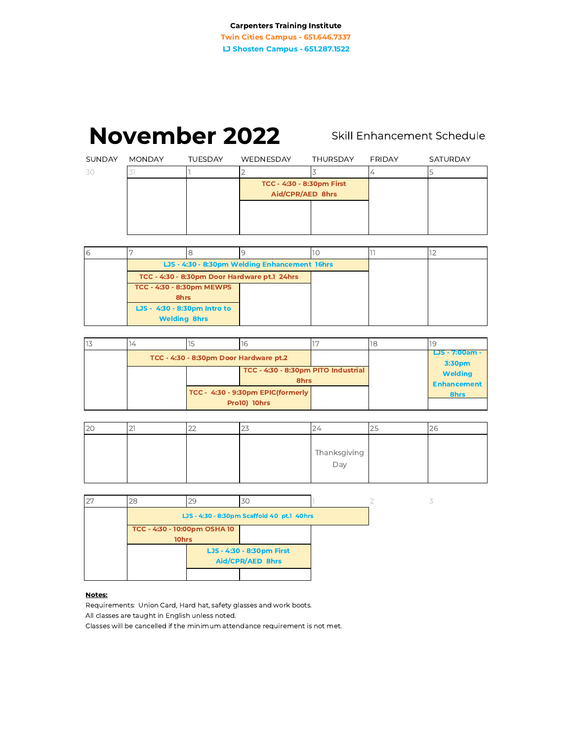**Carpenters Training Institute**

Twin Cities Campus - 651.646.7337

LJ Shosten Campus - 651.287.1522

# November 2022

Skill Enhancement Schedule

| SUNDAY | MONDAY | TUESDAY | WEDNESDAY | THURSDAY | FRIDAY | SATURDAY |
|---|---|---|---|---|---|---|
| 30 | 31 | 1 | 2 | 3 | 4 | 5 |
| | | | TCC - 4:30 - 8:30pm First Aid/CPR/AED 8hrs | TCC - 4:30 - 8:30pm First Aid/CPR/AED 8hrs | | |
| 6 | 7 | 8 | 9 | 10 | 11 | 12 |
| | LJS - 4:30 - 8:30pm Welding Enhancement 16hrs | LJS - 4:30 - 8:30pm Welding Enhancement 16hrs | LJS - 4:30 - 8:30pm Welding Enhancement 16hrs | LJS - 4:30 - 8:30pm Welding Enhancement 16hrs | | |
| | TCC - 4:30 - 8:30pm Door Hardware pt.1 24hrs | TCC - 4:30 - 8:30pm Door Hardware pt.1 24hrs | TCC - 4:30 - 8:30pm Door Hardware pt.1 24hrs | | | |
| | TCC - 4:30 - 8:30pm MEWPS 8hrs | TCC - 4:30 - 8:30pm MEWPS 8hrs | | | | |
| | LJS - 4:30 - 8:30pm Intro to Welding 8hrs | LJS - 4:30 - 8:30pm Intro to Welding 8hrs | | | | |
| 13 | 14 | 15 | 16 | 17 | 18 | 19 |
| | TCC - 4:30 - 8:30pm Door Hardware pt.2 | TCC - 4:30 - 8:30pm Door Hardware pt.2 | TCC - 4:30 - 8:30pm Door Hardware pt.2 | | | LJS - 7:00am - 3:30pm Welding Enhancement 8hrs |
| | | | TCC - 4:30 - 8:30pm PITO Industrial 8hrs | TCC - 4:30 - 8:30pm PITO Industrial 8hrs | | |
| | | TCC - 4:30 - 9:30pm EPIC(formerly Pro10) 10hrs | TCC - 4:30 - 9:30pm EPIC(formerly Pro10) 10hrs | | | |
| 20 | 21 | 22 | 23 | 24 | 25 | 26 |
| | | | | Thanksgiving Day | | |
| 27 | 28 | 29 | 30 | 1 | 2 | 3 |
| | LJS - 4:30 - 8:30pm Scaffold 40 pt.1 40hrs | LJS - 4:30 - 8:30pm Scaffold 40 pt.1 40hrs | LJS - 4:30 - 8:30pm Scaffold 40 pt.1 40hrs | LJS - 4:30 - 8:30pm Scaffold 40 pt.1 40hrs | | |
| | TCC - 4:30 - 10:00pm OSHA 10 10hrs | TCC - 4:30 - 10:00pm OSHA 10 10hrs | | | | |
| | | LJS - 4:30 - 8:30pm First Aid/CPR/AED 8hrs | LJS - 4:30 - 8:30pm First Aid/CPR/AED 8hrs | | | |

**Notes:**

Requirements: Union Card, Hard hat, safety glasses and work boots.

All classes are taught in English unless noted.

Classes will be cancelled if the minimum attendance requirement is not met.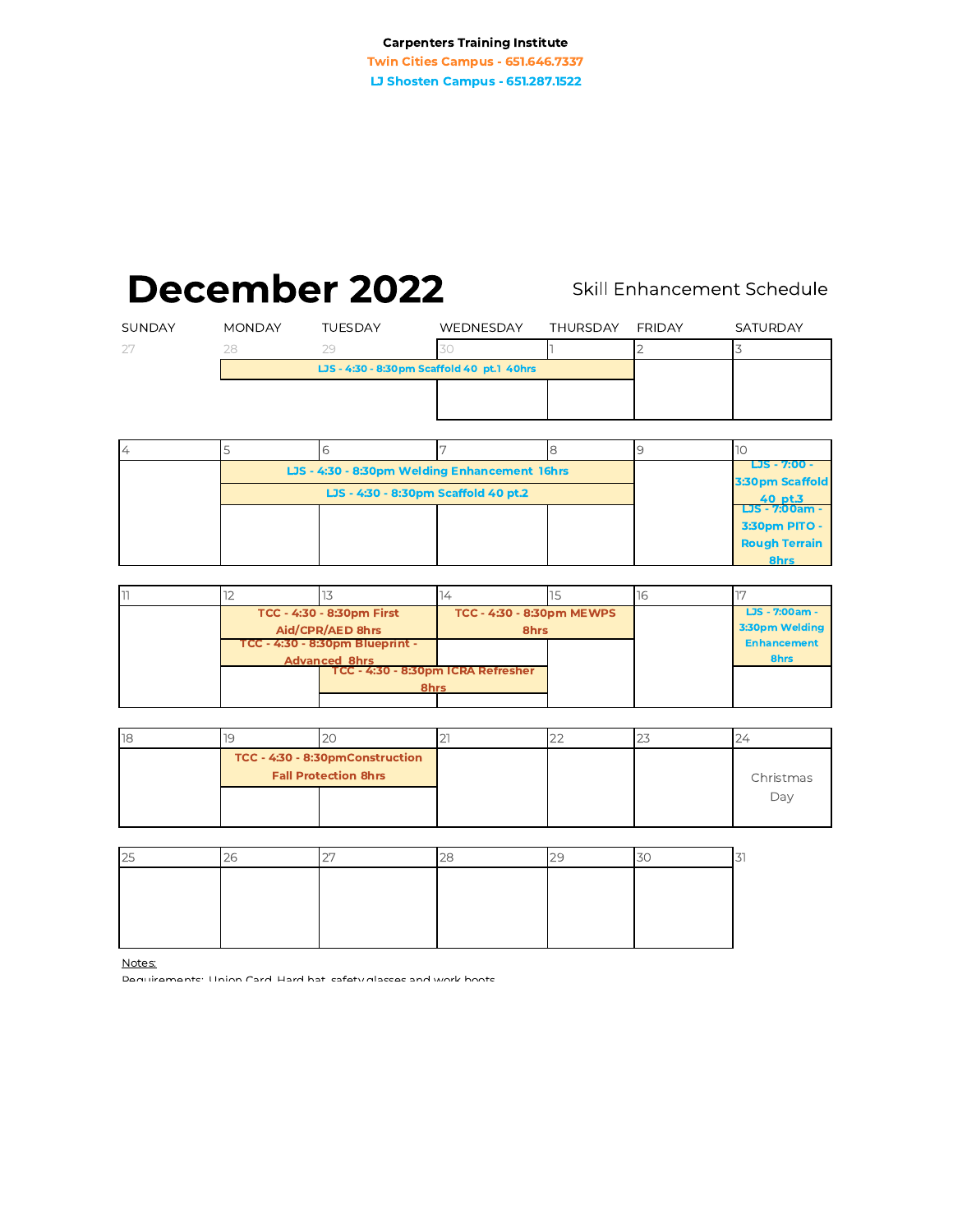**Carpenters Training Institute**

**Twin Cities Campus - 651.646.7337**

**LJ Shosten Campus - 651.287.1522**

# December 2022

Skill Enhancement Schedule

| SUNDAY | MONDAY | TUESDAY | WEDNESDAY | THURSDAY | FRIDAY | SATURDAY |
|---|---|---|---|---|---|---|
| 27 | 28 | 29 | 30 | 1 | 2 | 3 |
| | LJS - 4:30 - 8:30pm Scaffold 40 pt.1 40hrs (Mon 28 – Thu 1) | | | | | |
| 4 | 5 | 6 | 7 | 8 | 9 | 10 |
| | LJS - 4:30 - 8:30pm Welding Enhancement 16hrs (Mon 5 – Thu 8); LJS - 4:30 - 8:30pm Scaffold 40 pt.2 (Mon 5 – Thu 8) | | | | | LJS - 7:00 - 3:30pm Scaffold 40 pt.3; LJS - 7:00am - 3:30pm PITO - Rough Terrain 8hrs |
| 11 | 12 | 13 | 14 | 15 | 16 | 17 |
| | TCC - 4:30 - 8:30pm First Aid/CPR/AED 8hrs (Mon 12 – Tue 13); TCC - 4:30 - 8:30pm Blueprint - Advanced 8hrs (Mon 12 – Tue 13) | TCC - 4:30 - 8:30pm ICRA Refresher 8hrs (Tue 13 – Wed 14) | TCC - 4:30 - 8:30pm MEWPS 8hrs (Wed 14 – Thu 15) | | | LJS - 7:00am - 3:30pm Welding Enhancement 8hrs |
| 18 | 19 | 20 | 21 | 22 | 23 | 24 |
| | TCC - 4:30 - 8:30pm Construction Fall Protection 8hrs (Mon 19 – Tue 20) | | | | | Christmas Day |
| 25 | 26 | 27 | 28 | 29 | 30 | 31 |

Notes:

Requirements: Union Card, Hard hat, safety glasses and work boots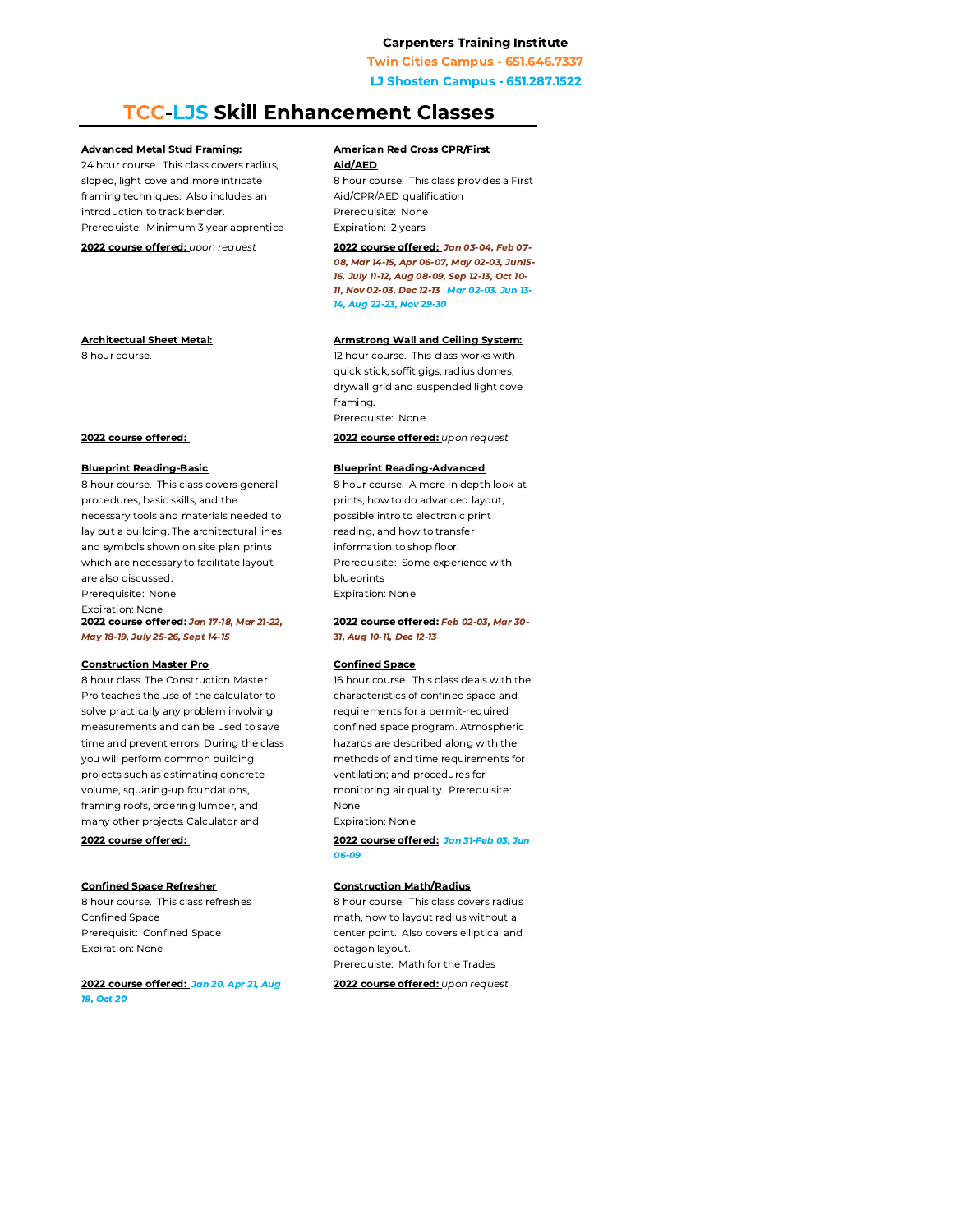**Carpenters Training Institute**

**Twin Cities Campus - 651.646.7337**

**LJ Shosten Campus - 651.287.1522**

# TCC-LJS Skill Enhancement Classes

**Advanced Metal Stud Framing:**

24 hour course. This class covers radius, sloped, light cove and more intricate framing techniques. Also includes an introduction to track bender.

Prerequiste: Minimum 3 year apprentice

**2022 course offered:** *upon request*

**American Red Cross CPR/First Aid/AED**

8 hour course. This class provides a First Aid/CPR/AED qualification

Prerequisite: None

Expiration: 2 years

**2022 course offered:** ***Jan 03-04, Feb 07-08, Mar 14-15, Apr 06-07, May 02-03, Jun15-16, July 11-12, Aug 08-09, Sep 12-13, Oct 10-11, Nov 02-03, Dec 12-13*** ***Mar 02-03, Jun 13-14, Aug 22-23, Nov 29-30***

**Architectual Sheet Metal:**

8 hour course.

**2022 course offered:**

**Armstrong Wall and Ceiling System:**

12 hour course. This class works with quick stick, soffit gigs, radius domes, drywall grid and suspended light cove framing.

Prerequiste: None

**2022 course offered:** *upon request*

**Blueprint Reading-Basic**

8 hour course. This class covers general procedures, basic skills, and the necessary tools and materials needed to lay out a building. The architectural lines and symbols shown on site plan prints which are necessary to facilitate layout are also discussed.

Prerequisite: None

Expiration: None

**2022 course offered:** ***Jan 17-18, Mar 21-22, May 18-19, July 25-26, Sept 14-15***

**Blueprint Reading-Advanced**

8 hour course. A more in depth look at prints, how to do advanced layout, possible intro to electronic print reading, and how to transfer information to shop floor.

Prerequisite: Some experience with blueprints

Expiration: None

**2022 course offered:** ***Feb 02-03, Mar 30-31, Aug 10-11, Dec 12-13***

**Construction Master Pro**

8 hour class. The Construction Master Pro teaches the use of the calculator to solve practically any problem involving measurements and can be used to save time and prevent errors. During the class you will perform common building projects such as estimating concrete volume, squaring-up foundations, framing roofs, ordering lumber, and many other projects. Calculator and

**2022 course offered:**

**Confined Space**

16 hour course. This class deals with the characteristics of confined space and requirements for a permit-required confined space program. Atmospheric hazards are described along with the methods of and time requirements for ventilation; and procedures for monitoring air quality. Prerequisite: None

Expiration: None

**2022 course offered:** ***Jan 31-Feb 03, Jun 06-09***

**Confined Space Refresher**

8 hour course. This class refreshes Confined Space

Prerequisit: Confined Space

Expiration: None

**2022 course offered:** ***Jan 20, Apr 21, Aug 18, Oct 20***

**Construction Math/Radius**

8 hour course. This class covers radius math, how to layout radius without a center point. Also covers elliptical and octagon layout.

Prerequisite: Math for the Trades

**2022 course offered:** *upon request*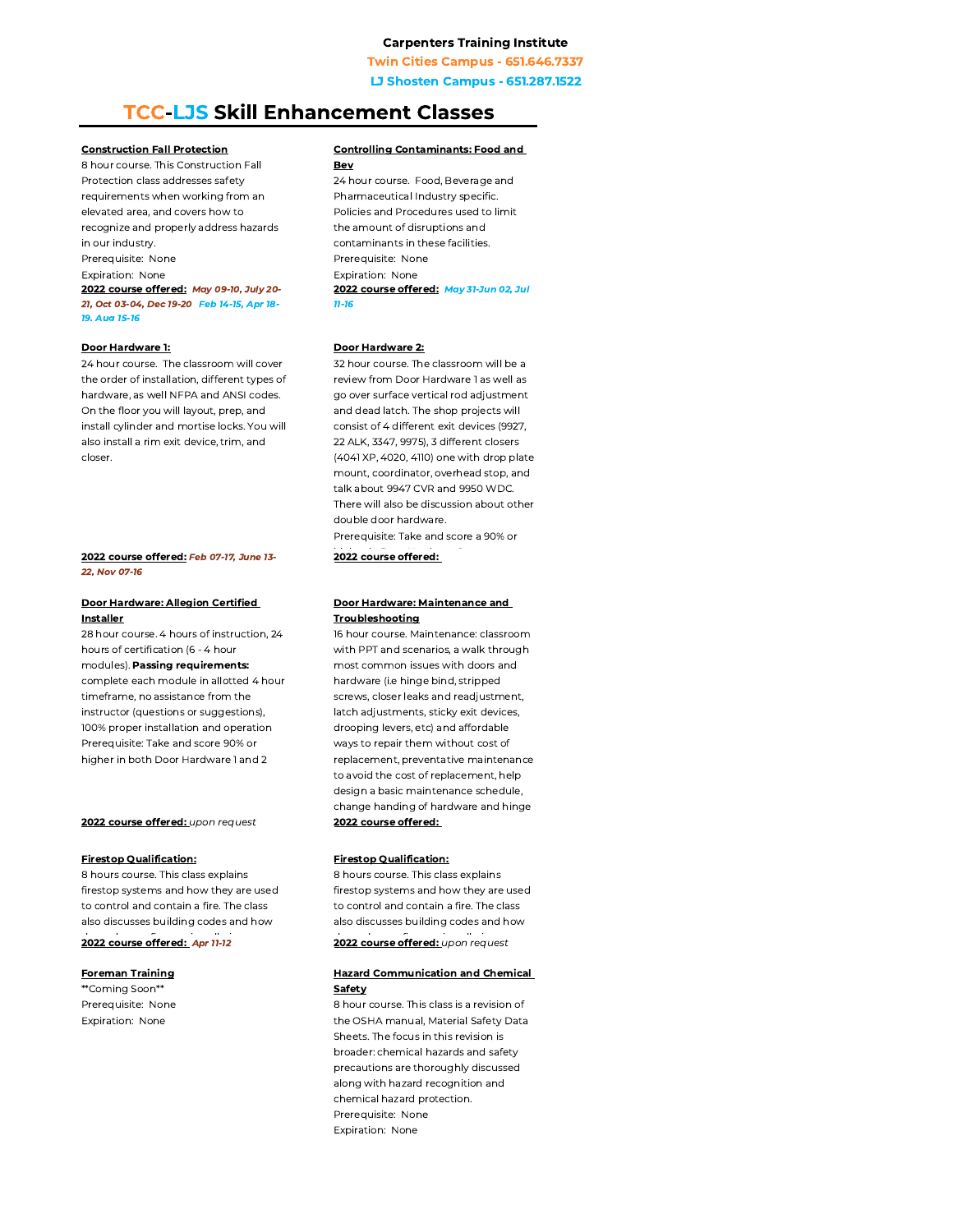**Carpenters Training Institute**

**Twin Cities Campus - 651.646.7337**

**LJ Shosten Campus - 651.287.1522**

# TCC-LJS Skill Enhancement Classes

**Construction Fall Protection**

8 hour course. This Construction Fall Protection class addresses safety requirements when working from an elevated area, and covers how to recognize and properly address hazards in our industry.

Prerequisite: None

Expiration: None

**2022 course offered:** ***May 09-10, July 20-21, Oct 03-04, Dec 19-20*** ***Feb 14-15, Apr 18-19, Aug 15-16***

**Door Hardware 1:**

24 hour course. The classroom will cover the order of installation, different types of hardware, as well NFPA and ANSI codes. On the floor you will layout, prep, and install cylinder and mortise locks. You will also install a rim exit device, trim, and closer.

**2022 course offered:** ***Feb 07-17, June 13-22, Nov 07-16***

**Door Hardware: Allegion Certified Installer**

28 hour course. 4 hours of instruction, 24 hours of certification (6 - 4 hour modules). **Passing requirements:** complete each module in allotted 4 hour timeframe, no assistance from the instructor (questions or suggestions), 100% proper installation and operation

Prerequisite: Take and score 90% or higher in both Door Hardware 1 and 2

**2022 course offered:** *upon request*

**Firestop Qualification:**

8 hours course. This class explains firestop systems and how they are used to control and contain a fire. The class also discusses building codes and how

**2022 course offered:** ***Apr 11-12***

**Foreman Training**

**Coming Soon**

Prerequisite: None

Expiration: None

**Controlling Contaminants: Food and Bev**

24 hour course. Food, Beverage and Pharmaceutical Industry specific. Policies and Procedures used to limit the amount of disruptions and contaminants in these facilities.

Prerequisite: None

Expiration: None

**2022 course offered:** ***May 31-Jun 02, Jul 11-16***

**Door Hardware 2:**

32 hour course. The classroom will be a review from Door Hardware 1 as well as go over surface vertical rod adjustment and dead latch. The shop projects will consist of 4 different exit devices (9927, 22 ALK, 3347, 9975), 3 different closers (4041 XP, 4020, 4110) one with drop plate mount, coordinator, overhead stop, and talk about 9947 CVR and 9950 WDC. There will also be discussion about other double door hardware.

Prerequisite: Take and score a 90% or

**2022 course offered:**

**Door Hardware: Maintenance and Troubleshooting**

16 hour course. Maintenance: classroom with PPT and scenarios, a walk through most common issues with doors and hardware (i.e hinge bind, stripped screws, closer leaks and readjustment, latch adjustments, sticky exit devices, drooping levers, etc) and affordable ways to repair them without cost of replacement, preventative maintenance to avoid the cost of replacement, help design a basic maintenance schedule, change handing of hardware and hinge

**2022 course offered:**

**Firestop Qualification:**

8 hours course. This class explains firestop systems and how they are used to control and contain a fire. The class also discusses building codes and how

**2022 course offered:** *upon request*

**Hazard Communication and Chemical Safety**

8 hour course. This class is a revision of the OSHA manual, Material Safety Data Sheets. The focus in this revision is broader: chemical hazards and safety precautions are thoroughly discussed along with hazard recognition and chemical hazard protection.

Prerequisite: None

Expiration: None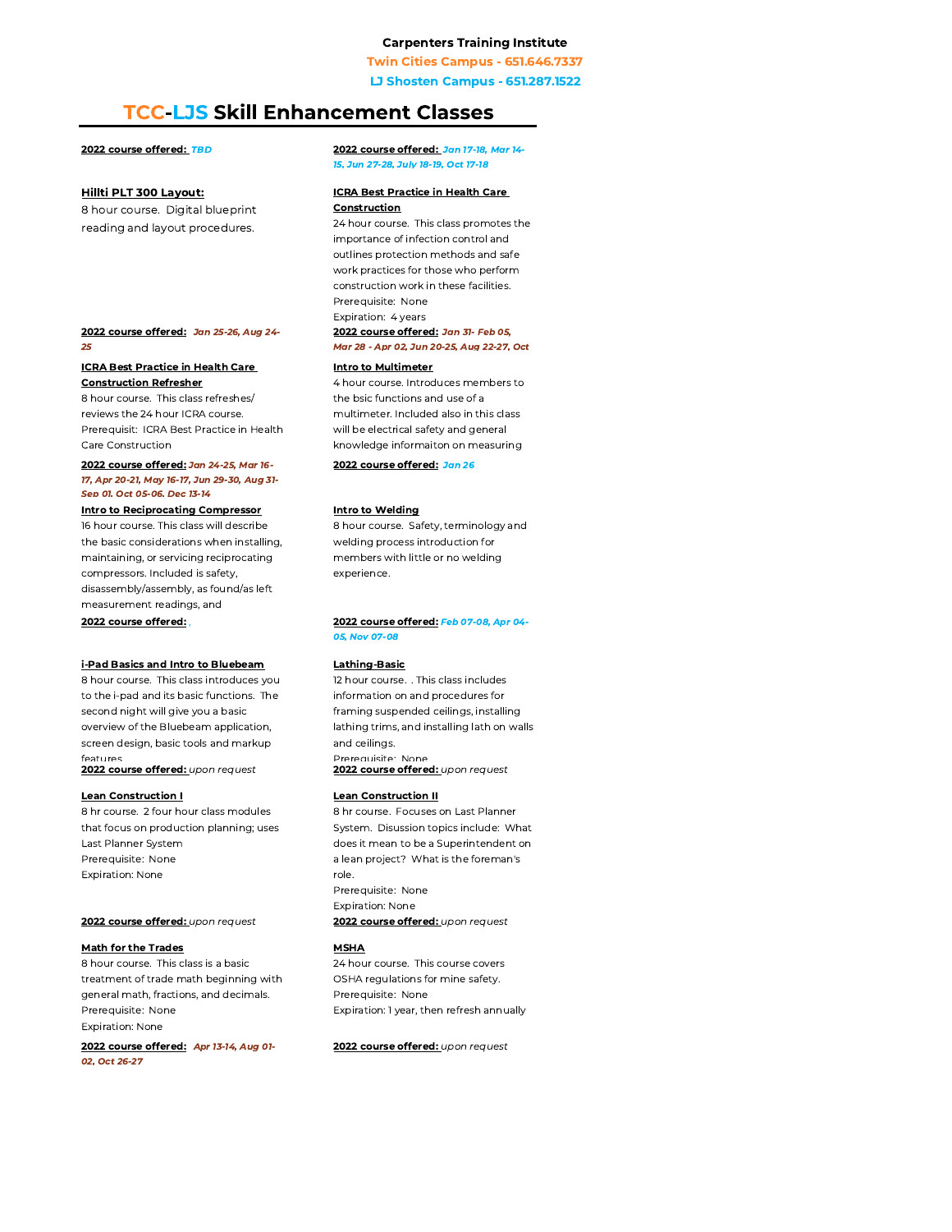**Carpenters Training Institute**

**Twin Cities Campus - 651.646.7337**

**LJ Shosten Campus - 651.287.1522**

# TCC-LJS Skill Enhancement Classes

**2022 course offered:** ***TBD***

**Hillti PLT 300 Layout:**
8 hour course. Digital blueprint reading and layout procedures.

**2022 course offered:** ***Jan 25-26, Aug 24-25***

**ICRA Best Practice in Health Care Construction Refresher**
8 hour course. This class refreshes/ reviews the 24 hour ICRA course.
Prerequisit: ICRA Best Practice in Health Care Construction

**2022 course offered:** ***Jan 24-25, Mar 16-17, Apr 20-21, May 16-17, Jun 29-30, Aug 31-Sep 01, Oct 05-06, Dec 13-14***

**Intro to Reciprocating Compressor**
16 hour course. This class will describe the basic considerations when installing, maintaining, or servicing reciprocating compressors. Included is safety, disassembly/assembly, as found/as left measurement readings, and

**2022 course offered:**

**i-Pad Basics and Intro to Bluebeam**
8 hour course. This class introduces you to the i-pad and its basic functions. The second night will give you a basic overview of the Bluebeam application, screen design, basic tools and markup features

**2022 course offered:** *upon request*

**Lean Construction I**
8 hr course. 2 four hour class modules that focus on production planning; uses Last Planner System
Prerequisite: None
Expiration: None

**2022 course offered:** *upon request*

**Math for the Trades**
8 hour course. This class is a basic treatment of trade math beginning with general math, fractions, and decimals.
Prerequisite: None
Expiration: None

**2022 course offered:** ***Apr 13-14, Aug 01-02, Oct 26-27***

**2022 course offered:** ***Jan 17-18, Mar 14-15, Jun 27-28, July 18-19, Oct 17-18***

**ICRA Best Practice in Health Care Construction**
24 hour course. This class promotes the importance of infection control and outlines protection methods and safe work practices for those who perform construction work in these facilities.
Prerequisite: None
Expiration: 4 years

**2022 course offered:** ***Jan 31- Feb 05, Mar 28 - Apr 02, Jun 20-25, Aug 22-27, Oct***

**Intro to Multimeter**
4 hour course. Introduces members to the bsic functions and use of a multimeter. Included also in this class will be electrical safety and general knowledge informaiton on measuring

**2022 course offered:** ***Jan 26***

**Intro to Welding**
8 hour course. Safety, terminology and welding process introduction for members with little or no welding experience.

**2022 course offered:** ***Feb 07-08, Apr 04-05, Nov 07-08***

**Lathing-Basic**
12 hour course. . This class includes information on and procedures for framing suspended ceilings, installing lathing trims, and installing lath on walls and ceilings.
Prerequisite: None

**2022 course offered:** *upon request*

**Lean Construction II**
8 hr course. Focuses on Last Planner System. Disussion topics include: What does it mean to be a Superintendent on a lean project? What is the foreman's role.
Prerequisite: None
Expiration: None

**2022 course offered:** *upon request*

**MSHA**
24 hour course. This course covers OSHA regulations for mine safety.
Prerequisite: None
Expiration: 1 year, then refresh annually

**2022 course offered:** *upon request*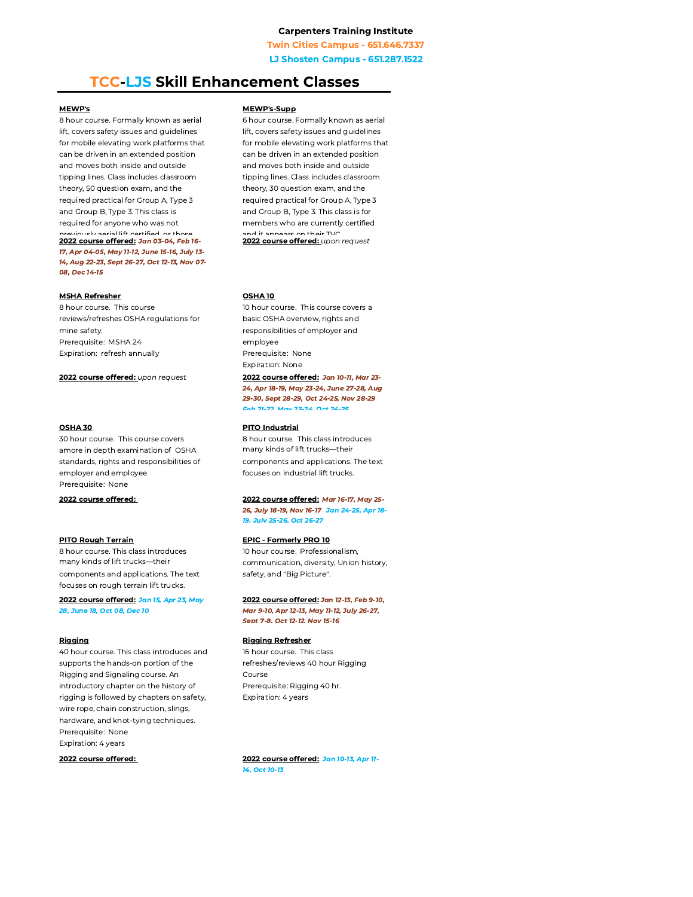**Carpenters Training Institute**

**Twin Cities Campus - 651.646.7337**

**LJ Shosten Campus - 651.287.1522**

# TCC-LJS Skill Enhancement Classes

**MEWP's**

8 hour course. Formally known as aerial lift, covers safety issues and guidelines for mobile elevating work platforms that can be driven in an extended position and moves both inside and outside tipping lines. Class includes classroom theory, 50 question exam, and the required practical for Group A, Type 3 and Group B, Type 3. This class is required for anyone who was not previously aerial lift certified, or those

**2022 course offered:** ***Jan 03-04, Feb 16-17, Apr 04-05, May 11-12, June 15-16, July 13-14, Aug 22-23, Sept 26-27, Oct 12-13, Nov 07-08, Dec 14-15***

**MEWP's-Supp**

6 hour course. Formally known as aerial lift, covers safety issues and guidelines for mobile elevating work platforms that can be driven in an extended position and moves both inside and outside tipping lines. Class includes classroom theory, 30 question exam, and the required practical for Group A, Type 3 and Group B, Type 3. This class is for members who are currently certified and it appears on their TVC

**2022 course offered:** *upon request*

**MSHA Refresher**

8 hour course. This course reviews/refreshes OSHA regulations for mine safety.
Prerequisite: MSHA 24
Expiration: refresh annually

**2022 course offered:** *upon request*

**OSHA 10**

10 hour course. This course covers a basic OSHA overview, rights and responsibilities of employer and employee
Prerequisite: None
Expiration: None

**2022 course offered:** ***Jan 10-11, Mar 23-24, Apr 18-19, May 23-24, June 27-28, Aug 29-30, Sept 28-29, Oct 24-25, Nov 28-29 Feb 21-22, May 23-24, Oct 24-25***

**OSHA 30**

30 hour course. This course covers amore in depth examination of OSHA standards, rights and responsibilities of employer and employee
Prerequisite: None

**2022 course offered:**

**PITO Industrial**

8 hour course. This class introduces many kinds of lift trucks—their components and applications. The text focuses on industrial lift trucks.

**2022 course offered:** ***Mar 16-17, May 25-26, July 18-19, Nov 16-17 Jan 24-25, Apr 18-19, July 25-26, Oct 26-27***

**PITO Rough Terrain**

8 hour course. This class introduces many kinds of lift trucks—their components and applications. The text focuses on rough terrain lift trucks.

**2022 course offered:** ***Jan 15, Apr 23, May 28, June 18, Oct 08, Dec 10***

**EPIC - Formerly PRO 10**

10 hour course. Professionalism, communication, diversity, Union history, safety, and "Big Picture".

**2022 course offered:** ***Jan 12-13, Feb 9-10, Mar 9-10, Apr 12-13, May 11-12, July 26-27, Sept 7-8, Oct 12-12, Nov 15-16***

**Rigging**

40 hour course. This class introduces and supports the hands-on portion of the Rigging and Signaling course. An introductory chapter on the history of rigging is followed by chapters on safety, wire rope, chain construction, slings, hardware, and knot-tying techniques.
Prerequisite: None
Expiration: 4 years

**2022 course offered:**

**Rigging Refresher**

16 hour course. This class refreshes/reviews 40 hour Rigging Course
Prerequisite: Rigging 40 hr.
Expiration: 4 years

**2022 course offered:** ***Jan 10-13, Apr 11-14, Oct 10-13***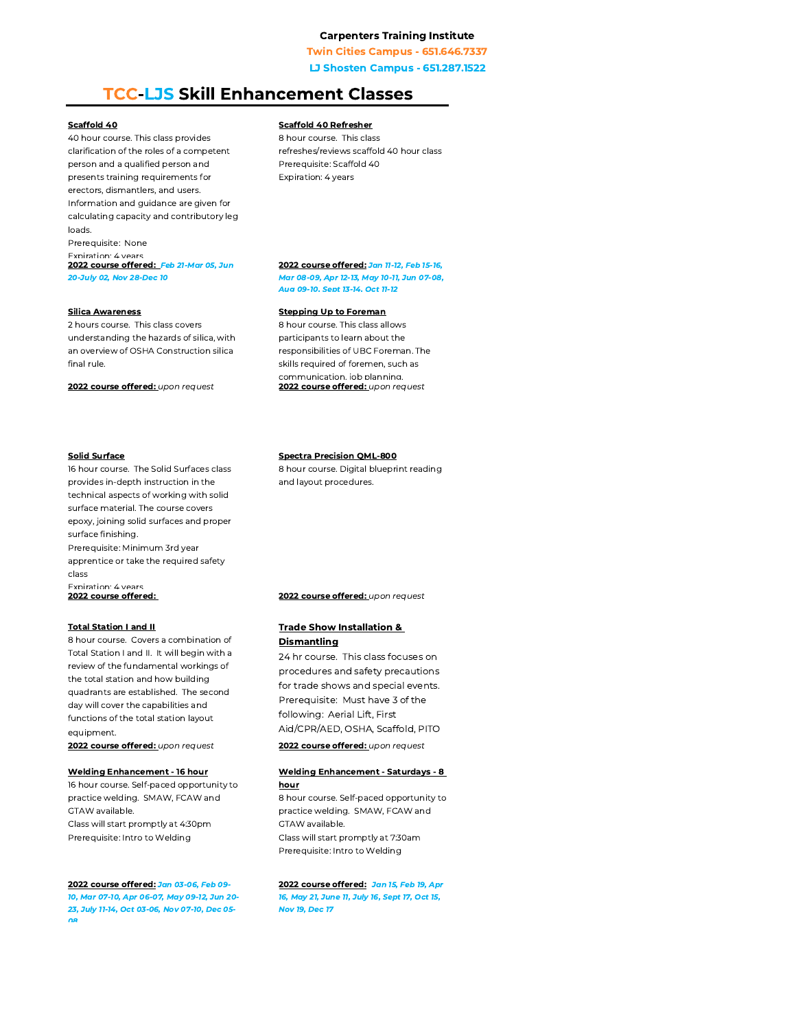**Carpenters Training Institute**

**Twin Cities Campus - 651.646.7337**

**LJ Shosten Campus - 651.287.1522**

# TCC-LJS Skill Enhancement Classes

**Scaffold 40**

40 hour course. This class provides clarification of the roles of a competent person and a qualified person and presents training requirements for erectors, dismantlers, and users. Information and guidance are given for calculating capacity and contributory leg loads.

Prerequisite: None

Expiration: 4 years

**2022 course offered:** ***Feb 21-Mar 05, Jun 20-July 02, Nov 28-Dec 10***

**Scaffold 40 Refresher**

8 hour course. This class refreshes/reviews scaffold 40 hour class

Prerequisite: Scaffold 40

Expiration: 4 years

**2022 course offered:** ***Jan 11-12, Feb 15-16, Mar 08-09, Apr 12-13, May 10-11, Jun 07-08, Aug 09-10, Sept 13-14, Oct 11-12***

**Silica Awareness**

2 hours course. This class covers understanding the hazards of silica, with an overview of OSHA Construction silica final rule.

**2022 course offered:** *upon request*

**Stepping Up to Foreman**

8 hour course. This class allows participants to learn about the responsibilities of UBC Foreman. The skills required of foremen, such as communication, job planning,

**2022 course offered:** *upon request*

**Solid Surface**

16 hour course. The Solid Surfaces class provides in-depth instruction in the technical aspects of working with solid surface material. The course covers epoxy, joining solid surfaces and proper surface finishing.

Prerequisite: Minimum 3rd year apprentice or take the required safety class

Expiration: 4 years

**2022 course offered:**

**Spectra Precision QML-800**

8 hour course. Digital blueprint reading and layout procedures.

**2022 course offered:** *upon request*

**Total Station I and II**

8 hour course. Covers a combination of Total Station I and II. It will begin with a review of the fundamental workings of the total station and how building quadrants are established. The second day will cover the capabilities and functions of the total station layout equipment.

**2022 course offered:** *upon request*

**Trade Show Installation & Dismantling**

24 hr course. This class focuses on procedures and safety precautions for trade shows and special events.

Prerequisite: Must have 3 of the following: Aerial Lift, First Aid/CPR/AED, OSHA, Scaffold, PITO

**2022 course offered:** *upon request*

**Welding Enhancement - 16 hour**

16 hour course. Self-paced opportunity to practice welding. SMAW, FCAW and GTAW available.

Class will start promptly at 4:30pm

Prerequisite: Intro to Welding

**2022 course offered:** ***Jan 03-06, Feb 09-10, Mar 07-10, Apr 06-07, May 09-12, Jun 20-23, July 11-14, Oct 03-06, Nov 07-10, Dec 05-08***

**Welding Enhancement - Saturdays - 8 hour**

8 hour course. Self-paced opportunity to practice welding. SMAW, FCAW and GTAW available.

Class will start promptly at 7:30am

Prerequisite: Intro to Welding

**2022 course offered:** ***Jan 15, Feb 19, Apr 16, May 21, June 11, July 16, Sept 17, Oct 15, Nov 19, Dec 17***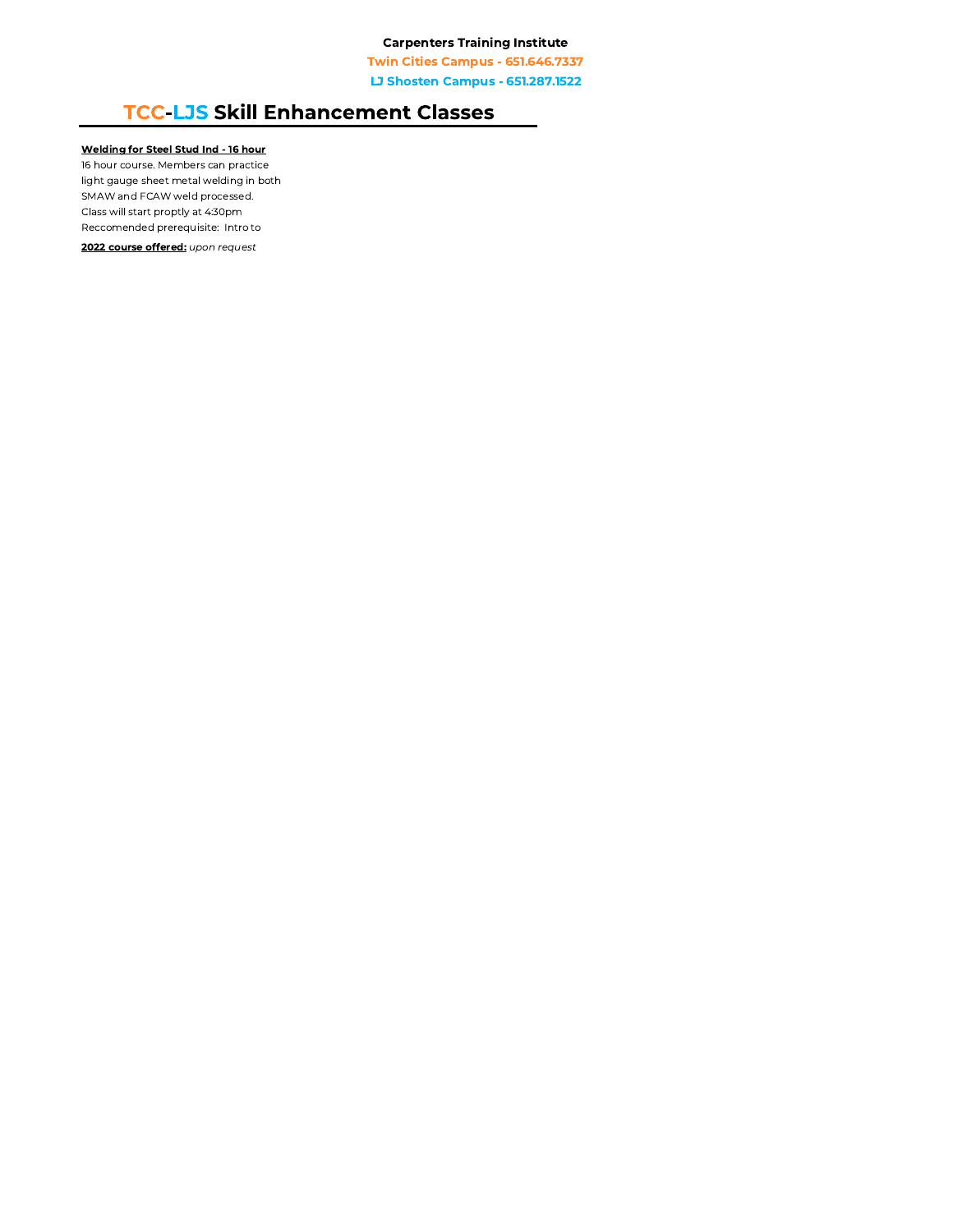**Carpenters Training Institute**

**Twin Cities Campus - 651.646.7337**

**LJ Shosten Campus - 651.287.1522**

# TCC-LJS Skill Enhancement Classes

**Welding for Steel Stud Ind - 16 hour**

16 hour course. Members can practice light gauge sheet metal welding in both SMAW and FCAW weld processed. Class will start proptly at 4:30pm Reccomended prerequisite: Intro to

**2022 course offered:** *upon request*